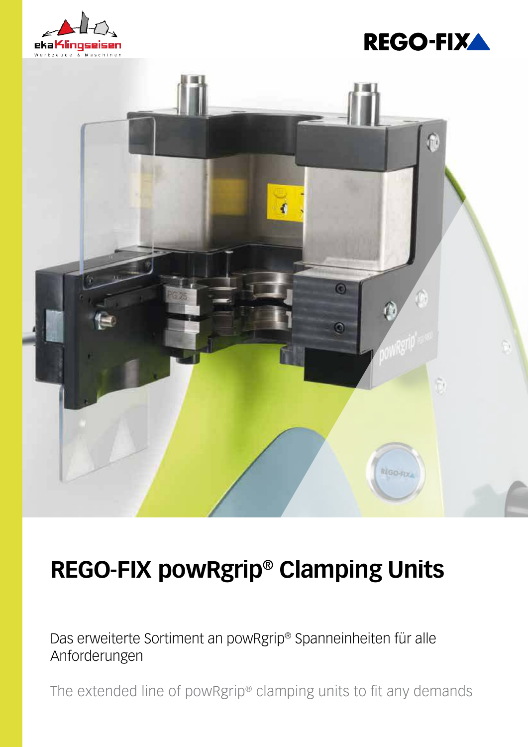# REGO-FIX powRgrip® Clamping Units

Das erweiterte Sortiment an powRgrip® Spanneinheiten für alle Anforderungen

The extended line of powRgrip® clamping units to fit any demands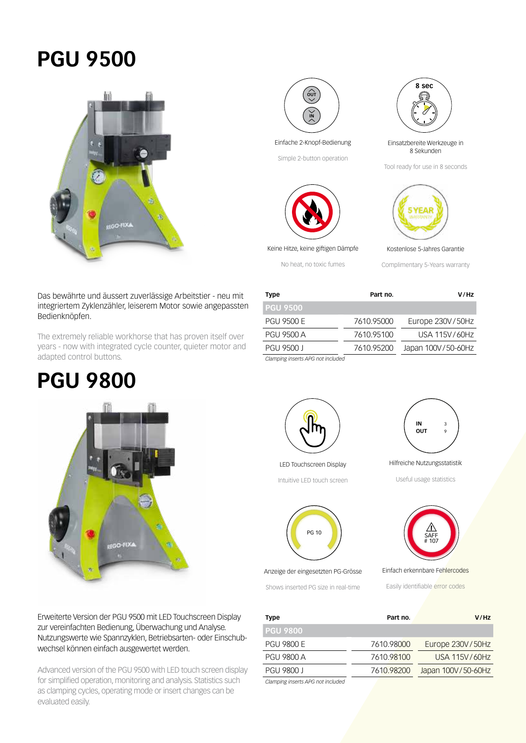# PGU 9500

Einfache 2-Knopf-Bedienung

Simple 2-button operation

Einsatzbereite Werkzeuge in 8 Sekunden

Tool ready for use in 8 seconds

Keine Hitze, keine giftigen Dämpfe

No heat, no toxic fumes

Kostenlose 5-Jahres Garantie

Complimentary 5-Years warranty

Das bewährte und äussert zuverlässige Arbeitstier - neu mit integriertem Zyklenzähler, leiserem Motor sowie angepassten Bedienknöpfen.

The extremely reliable workhorse that has proven itself over years - now with integrated cycle counter, quieter motor and adapted control buttons.

| Type | Part no. | V/Hz |
|---|---|---|
| **PGU 9500** | | |
| PGU 9500 E | 7610.95000 | Europe 230V/50Hz |
| PGU 9500 A | 7610.95100 | USA 115V/60Hz |
| PGU 9500 J | 7610.95200 | Japan 100V/50-60Hz |

*Clamping inserts APG not included*

# PGU 9800

LED Touchscreen Display

Intuitive LED touch screen

Hilfreiche Nutzungsstatistik

Useful usage statistics

Anzeige der eingesetzten PG-Grösse

Shows inserted PG size in real-time

Einfach erkennbare Fehlercodes

Easily identifiable error codes

Erweiterte Version der PGU 9500 mit LED Touchscreen Display zur vereinfachten Bedienung, Überwachung und Analyse. Nutzungswerte wie Spannzyklen, Betriebsarten- oder Einschubwechsel können einfach ausgewertet werden.

Advanced version of the PGU 9500 with LED touch screen display for simplified operation, monitoring and analysis. Statistics such as clamping cycles, operating mode or insert changes can be evaluated easily.

| Type | Part no. | V/Hz |
|---|---|---|
| **PGU 9800** | | |
| PGU 9800 E | 7610.98000 | Europe 230V/50Hz |
| PGU 9800 A | 7610.98100 | USA 115V/60Hz |
| PGU 9800 J | 7610.98200 | Japan 100V/50-60Hz |

*Clamping inserts APG not included*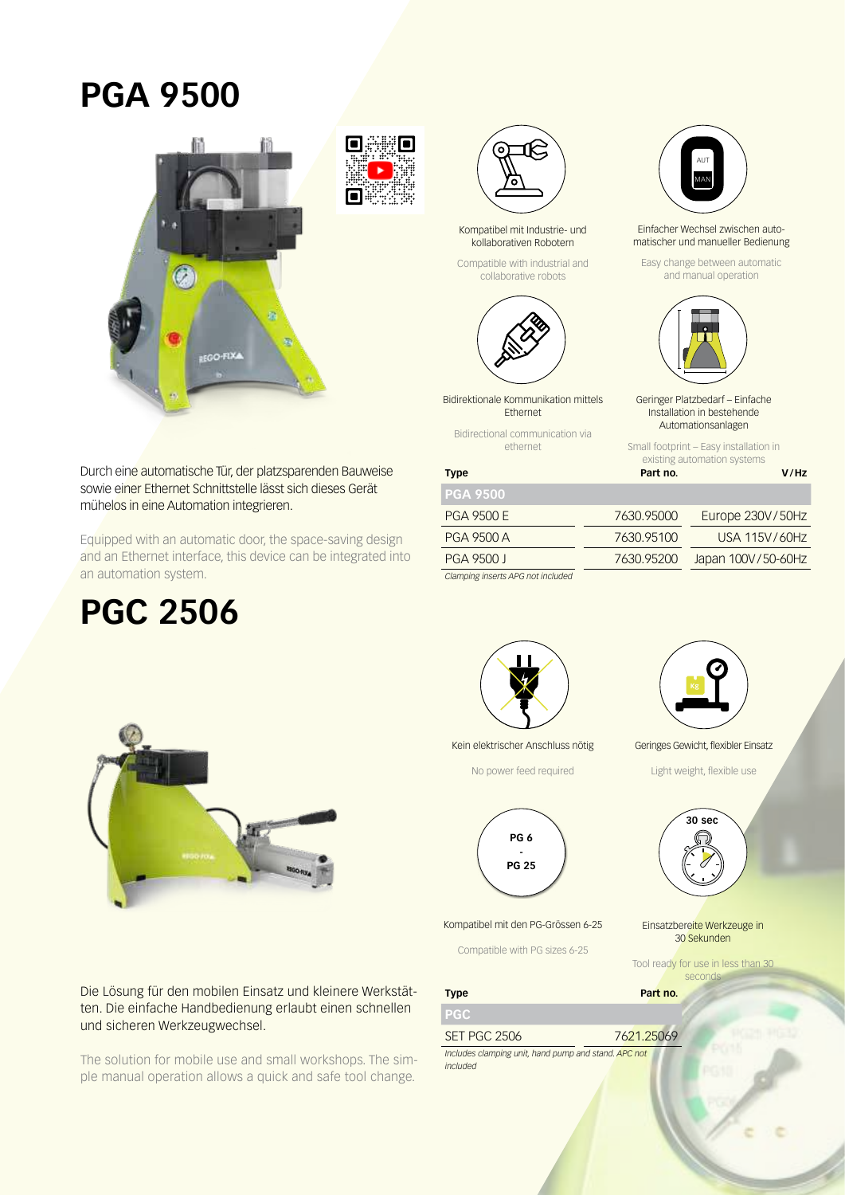# PGA 9500

Durch eine automatische Tür, der platzsparenden Bauweise sowie einer Ethernet Schnittstelle lässt sich dieses Gerät mühelos in eine Automation integrieren.

Equipped with an automatic door, the space-saving design and an Ethernet interface, this device can be integrated into an automation system.

Kompatibel mit Industrie- und kollaborativen Robotern

Compatible with industrial and collaborative robots

Einfacher Wechsel zwischen automatischer und manueller Bedienung

Easy change between automatic and manual operation

Bidirektionale Kommunikation mittels Ethernet

Bidirectional communication via ethernet

Geringer Platzbedarf – Einfache Installation in bestehende Automationsanlagen

Small footprint – Easy installation in existing automation systems

| Type | Part no. | V/Hz |
|---|---|---|
| **PGA 9500** | | |
| PGA 9500 E | 7630.95000 | Europe 230V/50Hz |
| PGA 9500 A | 7630.95100 | USA 115V/60Hz |
| PGA 9500 J | 7630.95200 | Japan 100V/50-60Hz |

*Clamping inserts APG not included*

# PGC 2506

Die Lösung für den mobilen Einsatz und kleinere Werkstätten. Die einfache Handbedienung erlaubt einen schnellen und sicheren Werkzeugwechsel.

The solution for mobile use and small workshops. The simple manual operation allows a quick and safe tool change.

Kein elektrischer Anschluss nötig

No power feed required

Geringes Gewicht, flexibler Einsatz

Light weight, flexible use

PG 6 - PG 25

Kompatibel mit den PG-Grössen 6-25

Compatible with PG sizes 6-25

30 sec

Einsatzbereite Werkzeuge in 30 Sekunden

Tool ready for use in less than 30 seconds

| Type | Part no. |
|---|---|
| **PGC** | |
| SET PGC 2506 | 7621.25069 |

*Includes clamping unit, hand pump and stand. APC not included*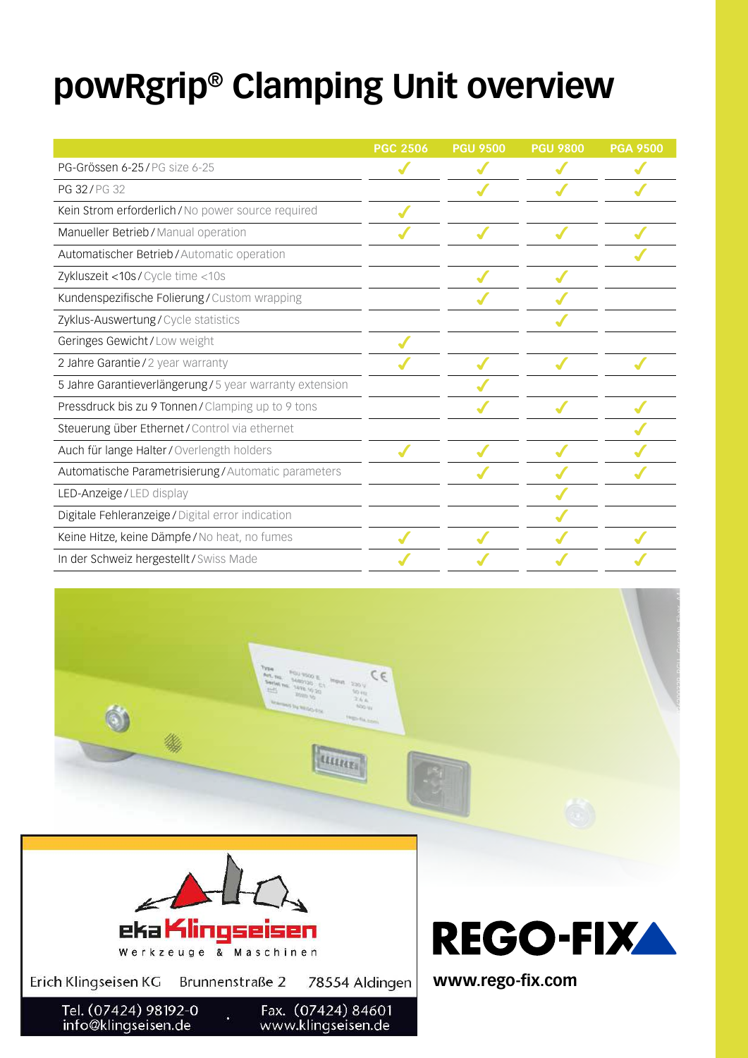# powRgrip® Clamping Unit overview

| | PGC 2506 | PGU 9500 | PGU 9800 | PGA 9500 |
|---|---|---|---|---|
| PG-Grössen 6-25 / PG size 6-25 | ✓ | ✓ | ✓ | ✓ |
| PG 32 / PG 32 | | ✓ | ✓ | ✓ |
| Kein Strom erforderlich / No power source required | ✓ | | | |
| Manueller Betrieb / Manual operation | ✓ | ✓ | ✓ | ✓ |
| Automatischer Betrieb / Automatic operation | | | | ✓ |
| Zykluszeit <10s / Cycle time <10s | | ✓ | ✓ | |
| Kundenspezifische Folierung / Custom wrapping | | ✓ | ✓ | |
| Zyklus-Auswertung / Cycle statistics | | | ✓ | |
| Geringes Gewicht / Low weight | ✓ | | | |
| 2 Jahre Garantie / 2 year warranty | ✓ | ✓ | ✓ | ✓ |
| 5 Jahre Garantieverlängerung / 5 year warranty extension | | ✓ | | |
| Pressdruck bis zu 9 Tonnen / Clamping up to 9 tons | | ✓ | ✓ | ✓ |
| Steuerung über Ethernet / Control via ethernet | | | | ✓ |
| Auch für lange Halter / Overlength holders | ✓ | ✓ | ✓ | ✓ |
| Automatische Parametrisierung / Automatic parameters | | ✓ | ✓ | ✓ |
| LED-Anzeige / LED display | | | ✓ | |
| Digitale Fehleranzeige / Digital error indication | | | ✓ | |
| Keine Hitze, keine Dämpfe / No heat, no fumes | ✓ | ✓ | ✓ | ✓ |
| In der Schweiz hergestellt / Swiss Made | ✓ | ✓ | ✓ | ✓ |

eka Klingseisen
Werkzeuge & Maschinen

Erich Klingseisen KG Brunnenstraße 2 78554 Aldingen

Tel. (07424) 98192-0 Fax. (07424) 84601
info@klingseisen.de www.klingseisen.de

REGO-FIX

www.rego-fix.com